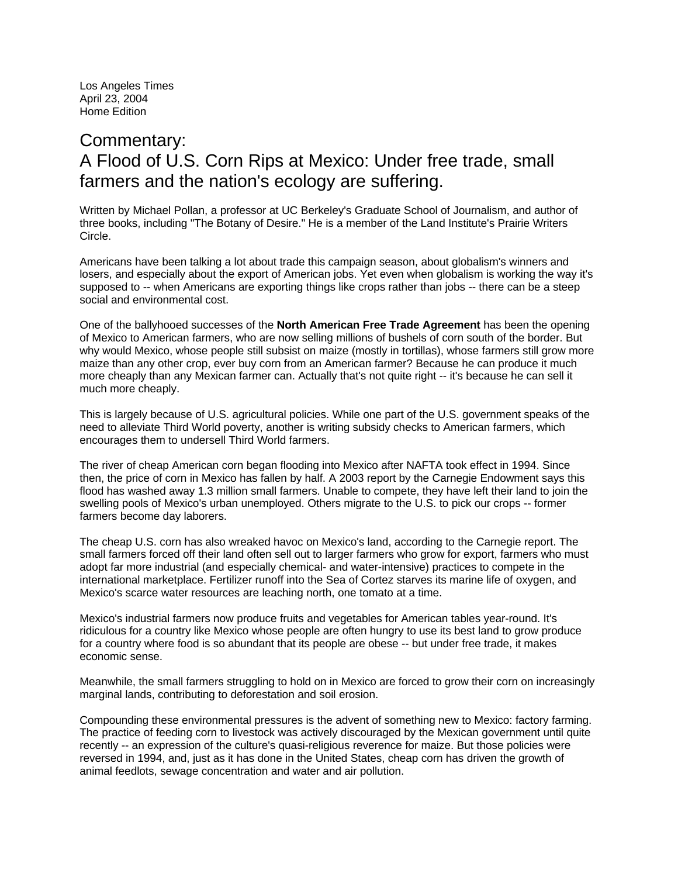Los Angeles Times
April 23, 2004
Home Edition

# Commentary:
# A Flood of U.S. Corn Rips at Mexico: Under free trade, small farmers and the nation's ecology are suffering.

Written by Michael Pollan, a professor at UC Berkeley's Graduate School of Journalism, and author of three books, including "The Botany of Desire." He is a member of the Land Institute's Prairie Writers Circle.

Americans have been talking a lot about trade this campaign season, about globalism's winners and losers, and especially about the export of American jobs. Yet even when globalism is working the way it's supposed to -- when Americans are exporting things like crops rather than jobs -- there can be a steep social and environmental cost.

One of the ballyhooed successes of the **North American Free Trade Agreement** has been the opening of Mexico to American farmers, who are now selling millions of bushels of corn south of the border. But why would Mexico, whose people still subsist on maize (mostly in tortillas), whose farmers still grow more maize than any other crop, ever buy corn from an American farmer? Because he can produce it much more cheaply than any Mexican farmer can. Actually that's not quite right -- it's because he can sell it much more cheaply.

This is largely because of U.S. agricultural policies. While one part of the U.S. government speaks of the need to alleviate Third World poverty, another is writing subsidy checks to American farmers, which encourages them to undersell Third World farmers.

The river of cheap American corn began flooding into Mexico after NAFTA took effect in 1994. Since then, the price of corn in Mexico has fallen by half. A 2003 report by the Carnegie Endowment says this flood has washed away 1.3 million small farmers. Unable to compete, they have left their land to join the swelling pools of Mexico's urban unemployed. Others migrate to the U.S. to pick our crops -- former farmers become day laborers.

The cheap U.S. corn has also wreaked havoc on Mexico's land, according to the Carnegie report. The small farmers forced off their land often sell out to larger farmers who grow for export, farmers who must adopt far more industrial (and especially chemical- and water-intensive) practices to compete in the international marketplace. Fertilizer runoff into the Sea of Cortez starves its marine life of oxygen, and Mexico's scarce water resources are leaching north, one tomato at a time.

Mexico's industrial farmers now produce fruits and vegetables for American tables year-round. It's ridiculous for a country like Mexico whose people are often hungry to use its best land to grow produce for a country where food is so abundant that its people are obese -- but under free trade, it makes economic sense.

Meanwhile, the small farmers struggling to hold on in Mexico are forced to grow their corn on increasingly marginal lands, contributing to deforestation and soil erosion.

Compounding these environmental pressures is the advent of something new to Mexico: factory farming. The practice of feeding corn to livestock was actively discouraged by the Mexican government until quite recently -- an expression of the culture's quasi-religious reverence for maize. But those policies were reversed in 1994, and, just as it has done in the United States, cheap corn has driven the growth of animal feedlots, sewage concentration and water and air pollution.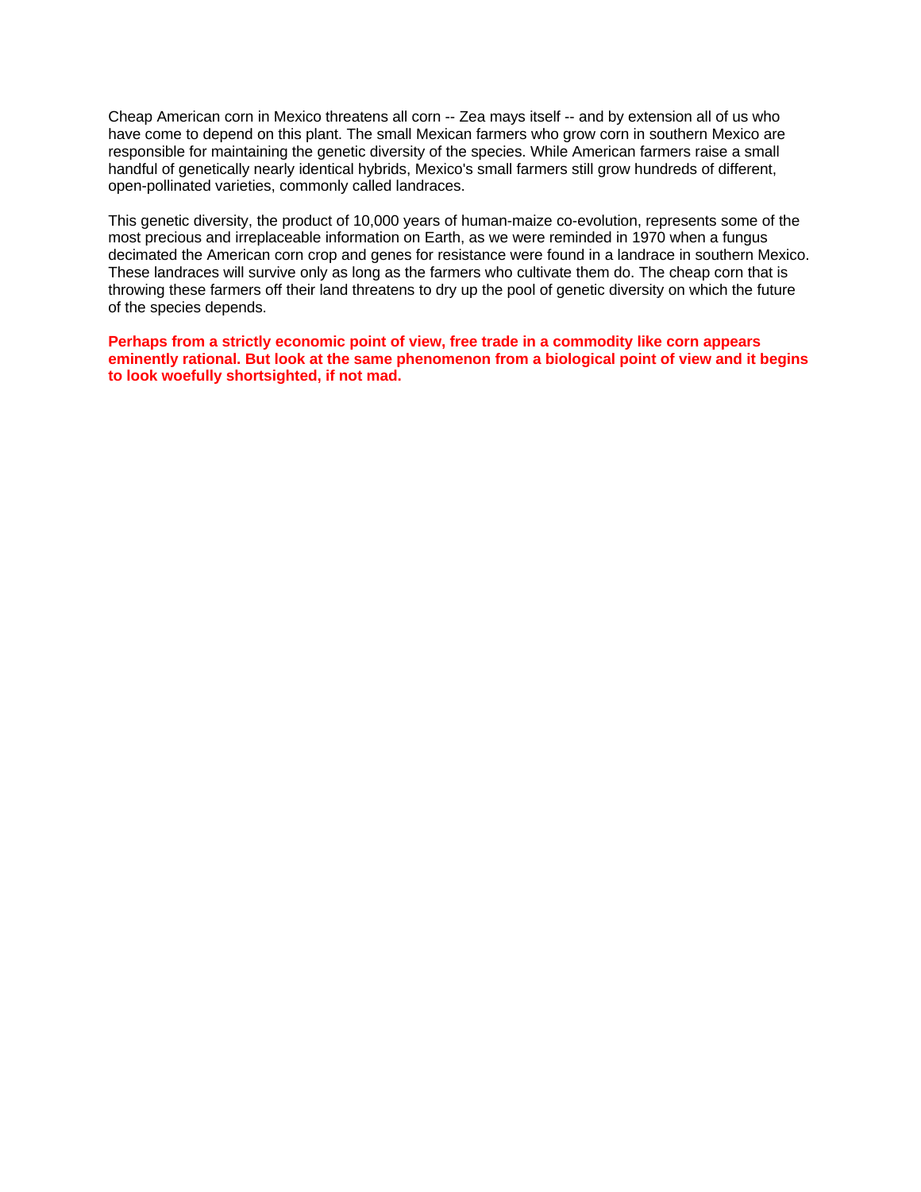Cheap American corn in Mexico threatens all corn -- Zea mays itself -- and by extension all of us who have come to depend on this plant. The small Mexican farmers who grow corn in southern Mexico are responsible for maintaining the genetic diversity of the species. While American farmers raise a small handful of genetically nearly identical hybrids, Mexico's small farmers still grow hundreds of different, open-pollinated varieties, commonly called landraces.

This genetic diversity, the product of 10,000 years of human-maize co-evolution, represents some of the most precious and irreplaceable information on Earth, as we were reminded in 1970 when a fungus decimated the American corn crop and genes for resistance were found in a landrace in southern Mexico. These landraces will survive only as long as the farmers who cultivate them do. The cheap corn that is throwing these farmers off their land threatens to dry up the pool of genetic diversity on which the future of the species depends.

**Perhaps from a strictly economic point of view, free trade in a commodity like corn appears eminently rational. But look at the same phenomenon from a biological point of view and it begins to look woefully shortsighted, if not mad.**